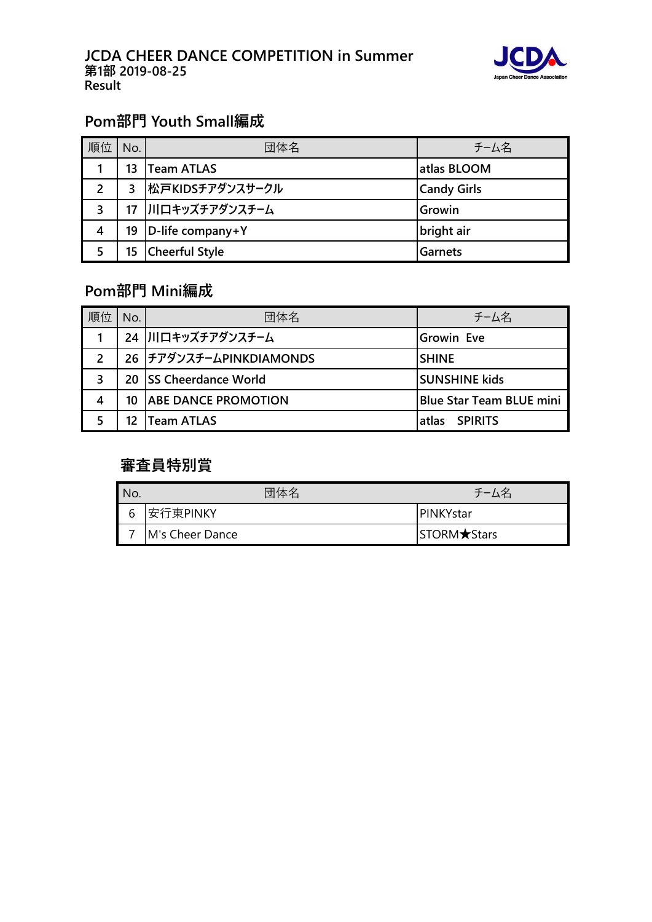# JCDA CHEER DANCE COMPETITION in Summer

**第1部 2019-08-25**

**Result**

## Pom部門 Youth Small編成

| 順位 | No. | 団体名 | チーム名 |
|---|---|---|---|
| 1 | 13 | Team ATLAS | atlas BLOOM |
| 2 | 3 | 松戸KIDSチアダンスサークル | Candy Girls |
| 3 | 17 | 川口キッズチアダンスチーム | Growin |
| 4 | 19 | D-life company+Y | bright air |
| 5 | 15 | Cheerful Style | Garnets |

## Pom部門 Mini編成

| 順位 | No. | 団体名 | チーム名 |
|---|---|---|---|
| 1 | 24 | 川口キッズチアダンスチーム | Growin Eve |
| 2 | 26 | チアダンスチームPINKDIAMONDS | SHINE |
| 3 | 20 | SS Cheerdance World | SUNSHINE kids |
| 4 | 10 | ABE DANCE PROMOTION | Blue Star Team BLUE mini |
| 5 | 12 | Team ATLAS | atlas　SPIRITS |

## 審査員特別賞

| No. | 団体名 | チーム名 |
|---|---|---|
| 6 | 安行東PINKY | PINKYstar |
| 7 | M's Cheer Dance | STORM★Stars |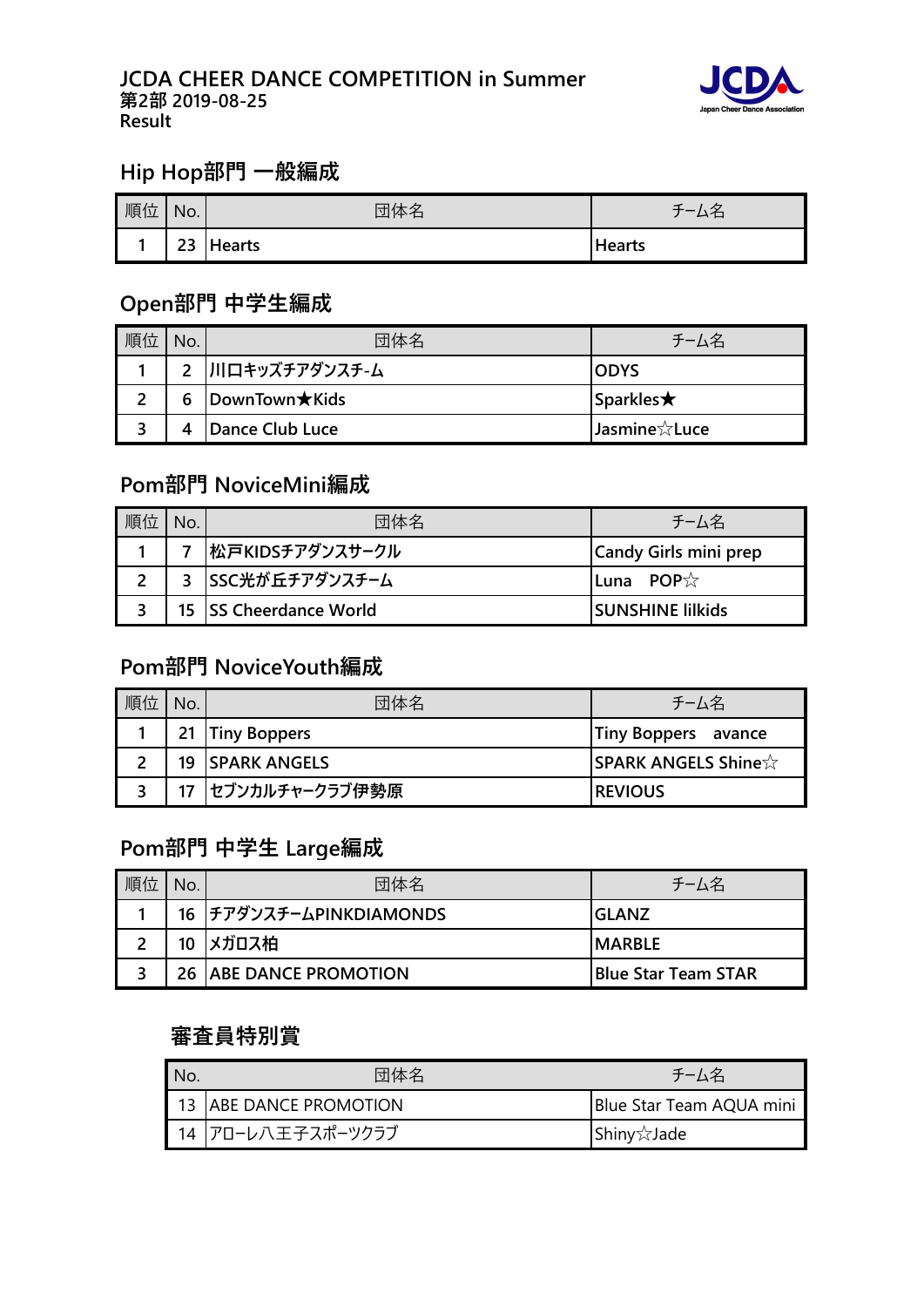JCDA CHEER DANCE COMPETITION in Summer
第2部 2019-08-25
Result

JCDA
Japan Cheer Dance Association

## Hip Hop部門 一般編成

| 順位 | No. | 団体名 | チーム名 |
|---|---|---|---|
| 1 | 23 | Hearts | Hearts |

## Open部門 中学生編成

| 順位 | No. | 団体名 | チーム名 |
|---|---|---|---|
| 1 | 2 | 川口キッズチアダンスチ-ム | ODYS |
| 2 | 6 | DownTown★Kids | Sparkles★ |
| 3 | 4 | Dance Club Luce | Jasmine☆Luce |

## Pom部門 NoviceMini編成

| 順位 | No. | 団体名 | チーム名 |
|---|---|---|---|
| 1 | 7 | 松戸KIDSチアダンスサークル | Candy Girls mini prep |
| 2 | 3 | SSC光が丘チアダンスチーム | Luna　POP☆ |
| 3 | 15 | SS Cheerdance World | SUNSHINE lilkids |

## Pom部門 NoviceYouth編成

| 順位 | No. | 団体名 | チーム名 |
|---|---|---|---|
| 1 | 21 | Tiny Boppers | Tiny Boppers　avance |
| 2 | 19 | SPARK ANGELS | SPARK ANGELS Shine☆ |
| 3 | 17 | セブンカルチャークラブ伊勢原 | REVIOUS |

## Pom部門 中学生 Large編成

| 順位 | No. | 団体名 | チーム名 |
|---|---|---|---|
| 1 | 16 | チアダンスチームPINKDIAMONDS | GLANZ |
| 2 | 10 | メガロス柏 | MARBLE |
| 3 | 26 | ABE DANCE PROMOTION | Blue Star Team STAR |

## 審査員特別賞

| No. | 団体名 | チーム名 |
|---|---|---|
| 13 | ABE DANCE PROMOTION | Blue Star Team AQUA mini |
| 14 | アローレ八王子スポーツクラブ | Shiny☆Jade |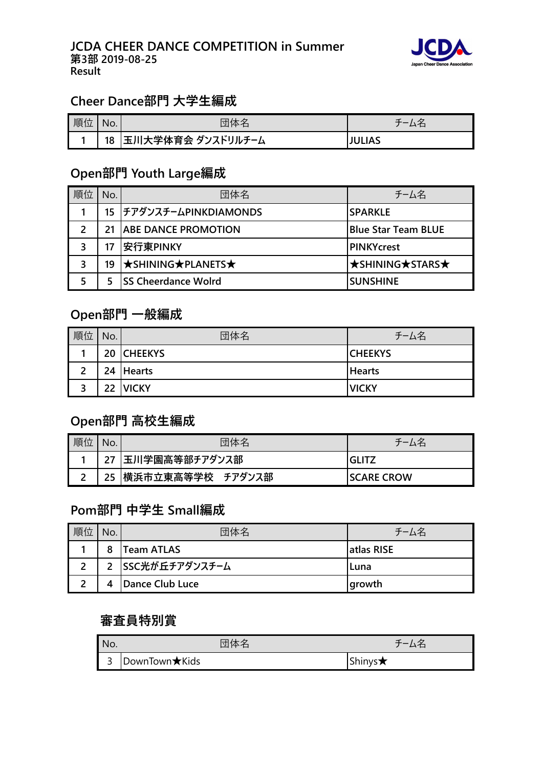# JCDA CHEER DANCE COMPETITION in Summer

**第3部 2019-08-25**
**Result**

JCDA
Japan Cheer Dance Association

## Cheer Dance部門 大学生編成

| 順位 | No. | 団体名 | チーム名 |
|---|---|---|---|
| 1 | 18 | 玉川大学体育会 ダンスドリルチーム | JULIAS |

## Open部門 Youth Large編成

| 順位 | No. | 団体名 | チーム名 |
|---|---|---|---|
| 1 | 15 | チアダンスチームPINKDIAMONDS | SPARKLE |
| 2 | 21 | ABE DANCE PROMOTION | Blue Star Team BLUE |
| 3 | 17 | 安行東PINKY | PINKYcrest |
| 3 | 19 | ★SHINING★PLANETS★ | ★SHINING★STARS★ |
| 5 | 5 | SS Cheerdance Wolrd | SUNSHINE |

## Open部門 一般編成

| 順位 | No. | 団体名 | チーム名 |
|---|---|---|---|
| 1 | 20 | CHEEKYS | CHEEKYS |
| 2 | 24 | Hearts | Hearts |
| 3 | 22 | VICKY | VICKY |

## Open部門 高校生編成

| 順位 | No. | 団体名 | チーム名 |
|---|---|---|---|
| 1 | 27 | 玉川学園高等部チアダンス部 | GLITZ |
| 2 | 25 | 横浜市立東高等学校　チアダンス部 | SCARE CROW |

## Pom部門 中学生 Small編成

| 順位 | No. | 団体名 | チーム名 |
|---|---|---|---|
| 1 | 8 | Team ATLAS | atlas RISE |
| 2 | 2 | SSC光が丘チアダンスチーム | Luna |
| 2 | 4 | Dance Club Luce | growth |

## 審査員特別賞

| No. | 団体名 | チーム名 |
|---|---|---|
| 3 | DownTown★Kids | Shinys★ |